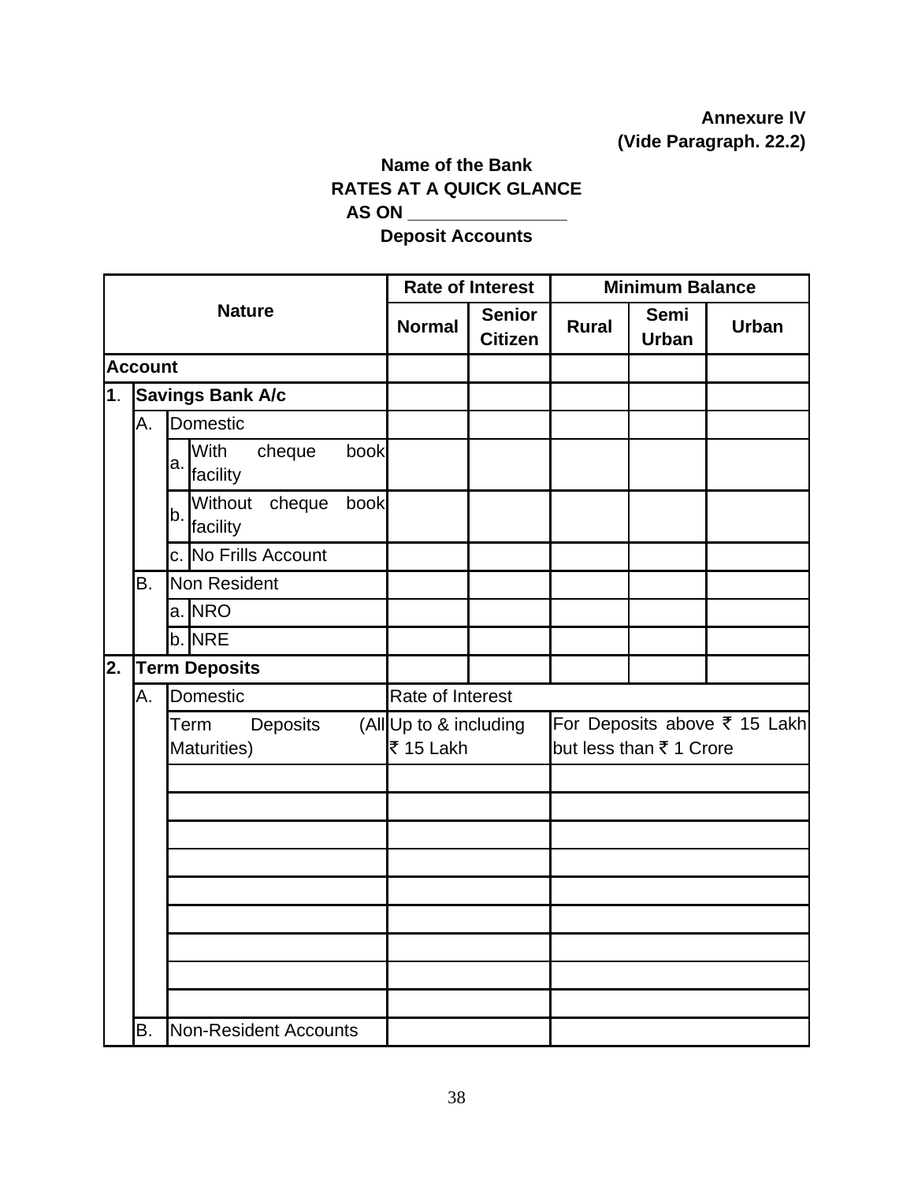**Annexure IV**
**(Vide Paragraph. 22.2)**

**Name of the Bank**
**RATES AT A QUICK GLANCE**
**AS ON ________________**
**Deposit Accounts**

| Nature | | | | Rate of Interest | | Minimum Balance | | |
|---|---|---|---|---|---|---|---|---|
| | | | | Normal | Senior Citizen | Rural | Semi Urban | Urban |
| **Account** | | | | | | | | |
| **1.** | **Savings Bank A/c** | | | | | | | |
| | A. | Domestic | | | | | | |
| | | a. | With cheque book facility | | | | | |
| | | b. | Without cheque book facility | | | | | |
| | | c. | No Frills Account | | | | | |
| | B. | Non Resident | | | | | | |
| | | a. | NRO | | | | | |
| | | b. | NRE | | | | | |
| **2.** | **Term Deposits** | | | | | | | |
| | A. | Domestic | | Rate of Interest | | | | |
| | | Term Deposits (All Maturities) | | Up to & including ₹ 15 Lakh | | For Deposits above ₹ 15 Lakh but less than ₹ 1 Crore | | |
| | | | | | | | | |
| | | | | | | | | |
| | | | | | | | | |
| | | | | | | | | |
| | | | | | | | | |
| | | | | | | | | |
| | | | | | | | | |
| | | | | | | | | |
| | | | | | | | | |
| | B. | Non-Resident Accounts | | | | | | |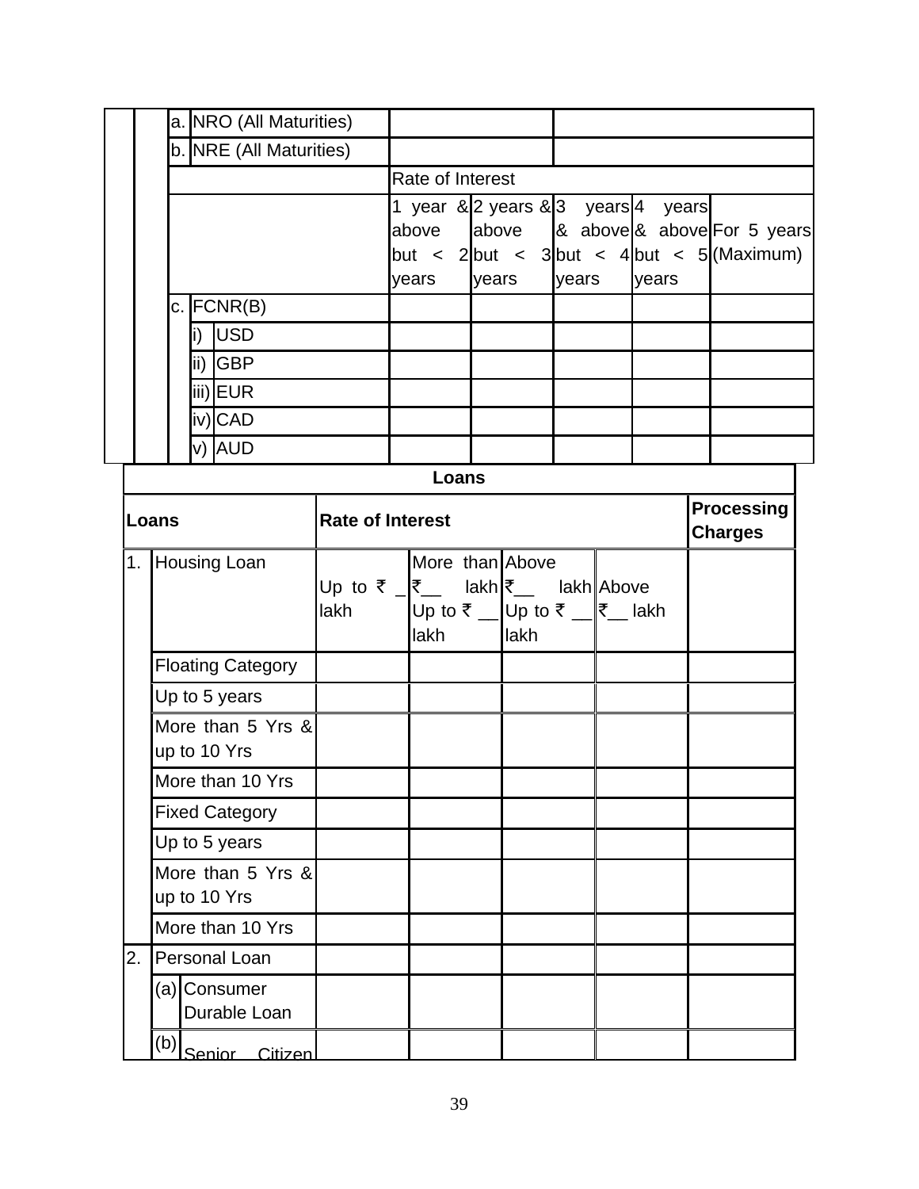| | | | | | | | | |
|---|---|---|---|---|---|---|---|---|
| a. | NRO (All Maturities) | | | | | | | |
| b. | NRE (All Maturities) | | | | | | | |
| | | | Rate of Interest | | | | | |
| | | | 1 year & above but < 2 years | 2 years & above but < 3 years | 3 years & above but < 4 years | 4 years & above but < 5 years | For 5 years (Maximum) | |
| c. | FCNR(B) | | | | | | | |
| | i) | USD | | | | | | |
| | ii) | GBP | | | | | | |
| | iii) | EUR | | | | | | |
| | iv) | CAD | | | | | | |
| | v) | AUD | | | | | | |

**Loans**

| Loans | | Rate of Interest | | | | Processing Charges |
|---|---|---|---|---|---|---|
| 1. | Housing Loan | Up to ₹ _ lakh | More than ₹__ lakh Up to ₹ __ lakh | Above ₹__ lakh Up to ₹ __ lakh | Above ₹__ lakh | |
| | Floating Category | | | | | |
| | Up to 5 years | | | | | |
| | More than 5 Yrs & up to 10 Yrs | | | | | |
| | More than 10 Yrs | | | | | |
| | Fixed Category | | | | | |
| | Up to 5 years | | | | | |
| | More than 5 Yrs & up to 10 Yrs | | | | | |
| | More than 10 Yrs | | | | | |
| 2. | Personal Loan | | | | | |
| | (a) Consumer Durable Loan | | | | | |
| | (b) Senior Citizen | | | | | |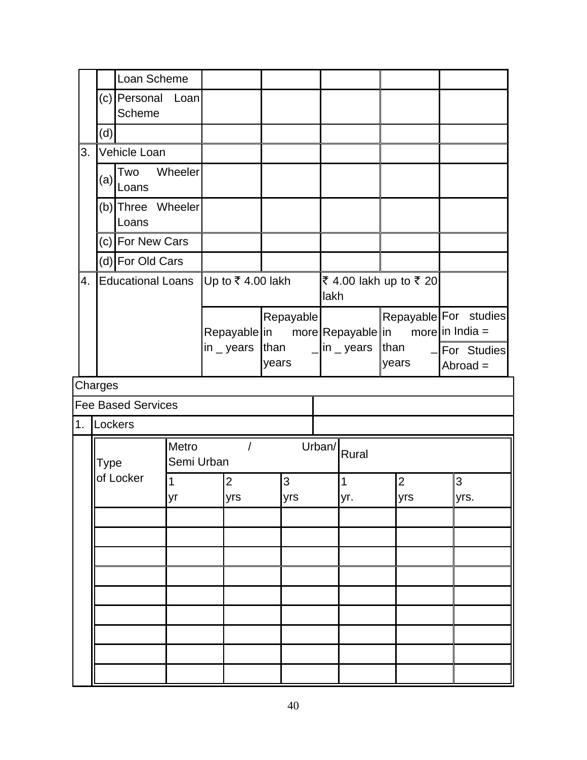| | | | | | | | |
|---|---|---|---|---|---|---|---|
| | | Loan Scheme | | | | | |
| | (c) | Personal Loan Scheme | | | | | |
| | (d) | | | | | | |
| 3. | Vehicle Loan | | | | | | |
| | (a) | Two Wheeler Loans | | | | | |
| | (b) | Three Wheeler Loans | | | | | |
| | (c) | For New Cars | | | | | |
| | (d) | For Old Cars | | | | | |
| 4. | Educational Loans | | Up to ₹ 4.00 lakh | | ₹ 4.00 lakh up to ₹ 20 lakh | | |
| | | | Repayable in _ years | Repayable in more than _ years | Repayable in _ years | Repayable in more than _ years | For studies in India = <br> For Studies Abroad = |

| | |
|---|---|
| Charges | |
| Fee Based Services | |
| 1. Lockers | |

| Type of Locker | Metro / Urban/ Semi Urban | | | Rural | | |
|---|---|---|---|---|---|---|
| | 1 yr | 2 yrs | 3 yrs | 1 yr. | 2 yrs | 3 yrs. |
| | | | | | | |
| | | | | | | |
| | | | | | | |
| | | | | | | |
| | | | | | | |
| | | | | | | |
| | | | | | | |
| | | | | | | |
| | | | | | | |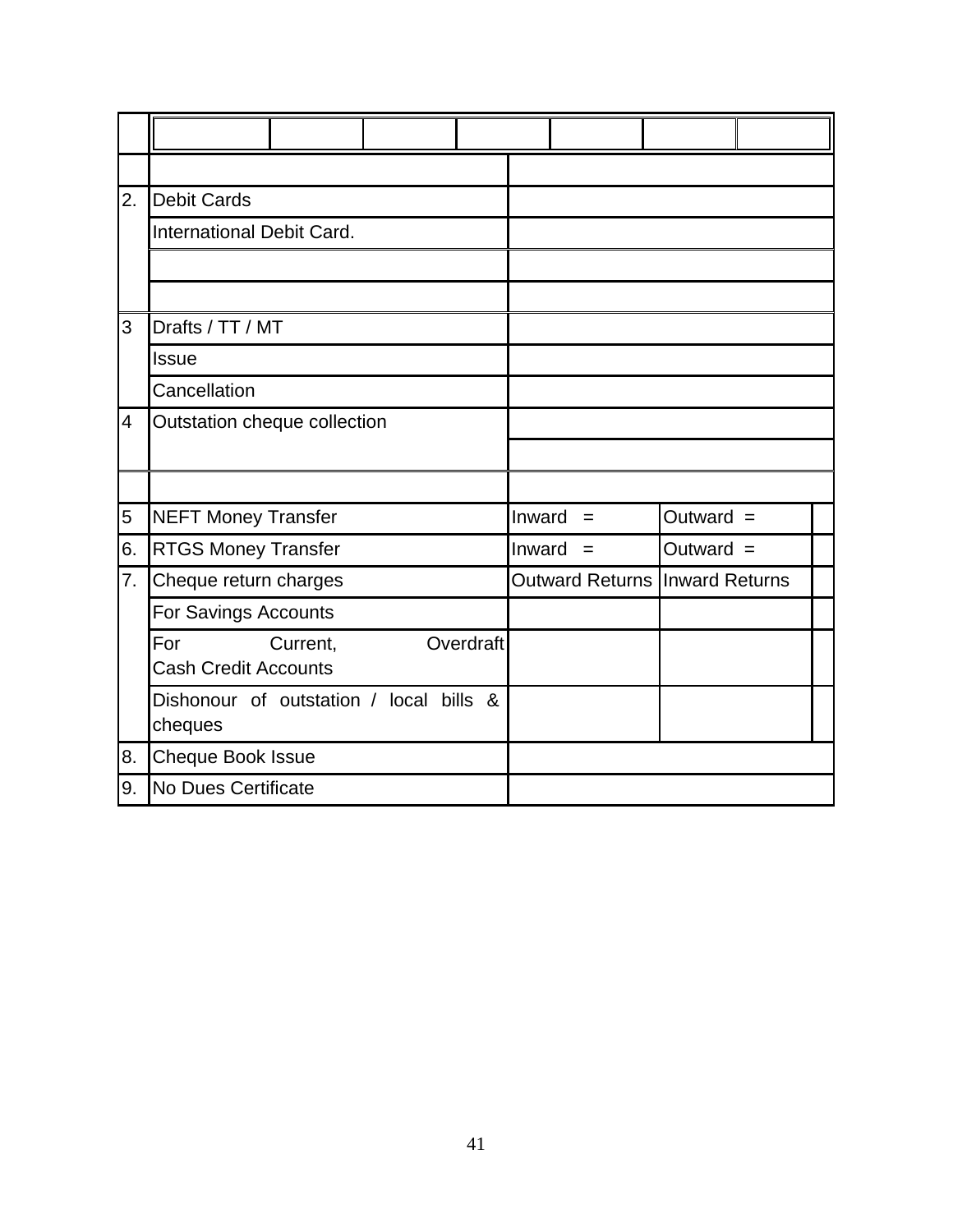| | | | | |
|---|---|---|---|---|
| | | | | |
| | | | | |
| 2. | Debit Cards | | | |
| | International Debit Card. | | | |
| | | | | |
| | | | | |
| 3 | Drafts / TT / MT | | | |
| | Issue | | | |
| | Cancellation | | | |
| 4 | Outstation cheque collection | | | |
| | | | | |
| | | | | |
| 5 | NEFT Money Transfer | Inward = | Outward = | |
| 6. | RTGS Money Transfer | Inward = | Outward = | |
| 7. | Cheque return charges | Outward Returns | Inward Returns | |
| | For Savings Accounts | | | |
| | For Current, Overdraft Cash Credit Accounts | | | |
| | Dishonour of outstation / local bills & cheques | | | |
| 8. | Cheque Book Issue | | | |
| 9. | No Dues Certificate | | | |